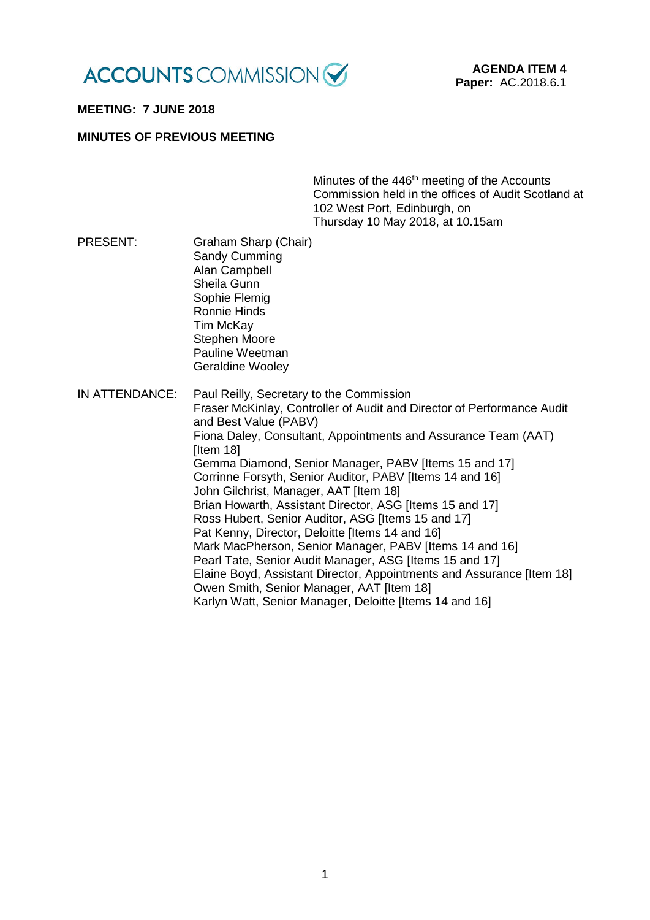ACCOUNTS COMMISSION

**AGENDA ITEM 4**
**Paper:** AC.2018.6.1

**MEETING: 7 JUNE 2018**

**MINUTES OF PREVIOUS MEETING**

---

Minutes of the 446th meeting of the Accounts Commission held in the offices of Audit Scotland at 102 West Port, Edinburgh, on Thursday 10 May 2018, at 10.15am

PRESENT:
Graham Sharp (Chair)
Sandy Cumming
Alan Campbell
Sheila Gunn
Sophie Flemig
Ronnie Hinds
Tim McKay
Stephen Moore
Pauline Weetman
Geraldine Wooley

IN ATTENDANCE:
Paul Reilly, Secretary to the Commission
Fraser McKinlay, Controller of Audit and Director of Performance Audit and Best Value (PABV)
Fiona Daley, Consultant, Appointments and Assurance Team (AAT) [Item 18]
Gemma Diamond, Senior Manager, PABV [Items 15 and 17]
Corrinne Forsyth, Senior Auditor, PABV [Items 14 and 16]
John Gilchrist, Manager, AAT [Item 18]
Brian Howarth, Assistant Director, ASG [Items 15 and 17]
Ross Hubert, Senior Auditor, ASG [Items 15 and 17]
Pat Kenny, Director, Deloitte [Items 14 and 16]
Mark MacPherson, Senior Manager, PABV [Items 14 and 16]
Pearl Tate, Senior Audit Manager, ASG [Items 15 and 17]
Elaine Boyd, Assistant Director, Appointments and Assurance [Item 18]
Owen Smith, Senior Manager, AAT [Item 18]
Karlyn Watt, Senior Manager, Deloitte [Items 14 and 16]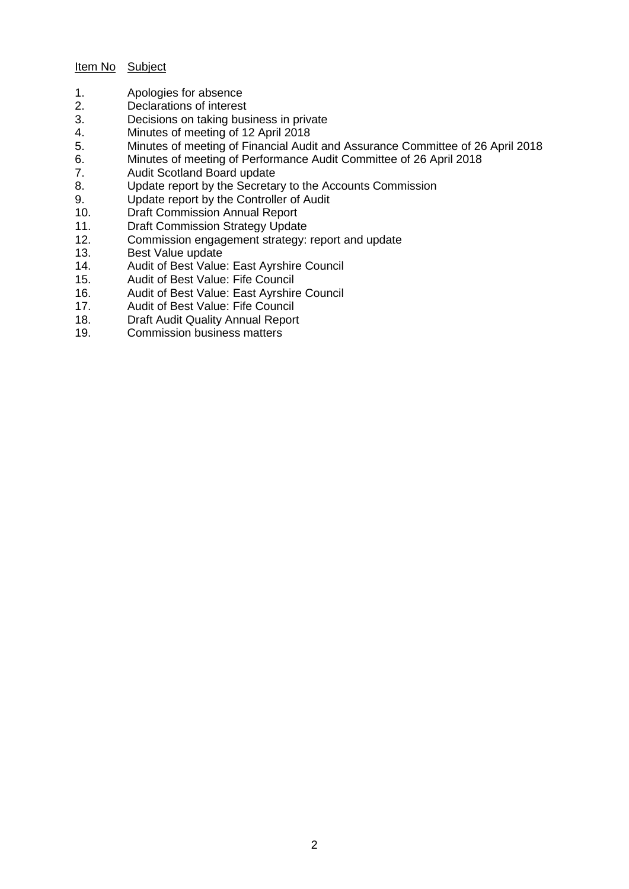| Item No | Subject |
| --- | --- |
| 1. | Apologies for absence |
| 2. | Declarations of interest |
| 3. | Decisions on taking business in private |
| 4. | Minutes of meeting of 12 April 2018 |
| 5. | Minutes of meeting of Financial Audit and Assurance Committee of 26 April 2018 |
| 6. | Minutes of meeting of Performance Audit Committee of 26 April 2018 |
| 7. | Audit Scotland Board update |
| 8. | Update report by the Secretary to the Accounts Commission |
| 9. | Update report by the Controller of Audit |
| 10. | Draft Commission Annual Report |
| 11. | Draft Commission Strategy Update |
| 12. | Commission engagement strategy: report and update |
| 13. | Best Value update |
| 14. | Audit of Best Value: East Ayrshire Council |
| 15. | Audit of Best Value: Fife Council |
| 16. | Audit of Best Value: East Ayrshire Council |
| 17. | Audit of Best Value: Fife Council |
| 18. | Draft Audit Quality Annual Report |
| 19. | Commission business matters |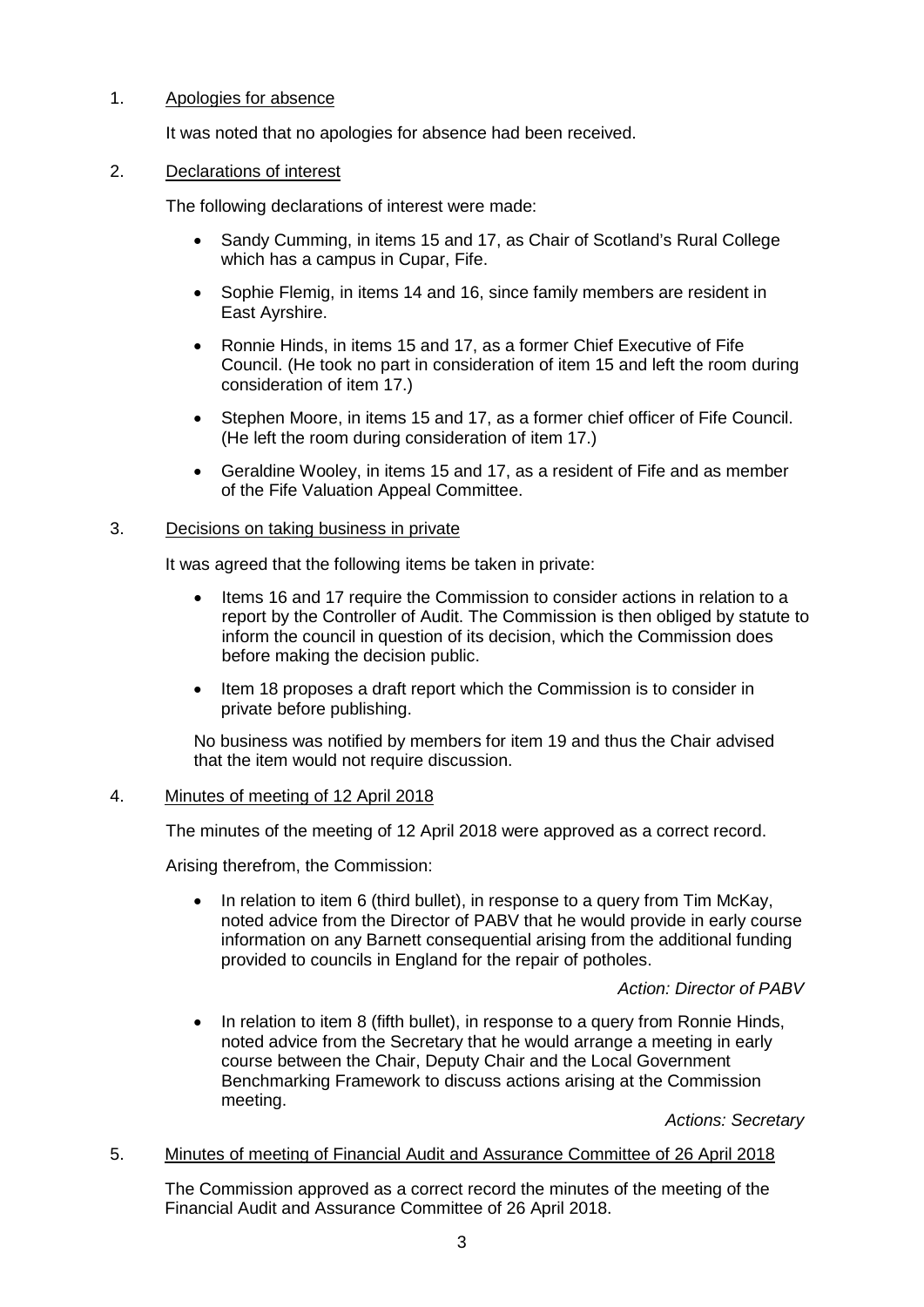1. Apologies for absence

It was noted that no apologies for absence had been received.

2. Declarations of interest

The following declarations of interest were made:

- Sandy Cumming, in items 15 and 17, as Chair of Scotland's Rural College which has a campus in Cupar, Fife.
- Sophie Flemig, in items 14 and 16, since family members are resident in East Ayrshire.
- Ronnie Hinds, in items 15 and 17, as a former Chief Executive of Fife Council. (He took no part in consideration of item 15 and left the room during consideration of item 17.)
- Stephen Moore, in items 15 and 17, as a former chief officer of Fife Council. (He left the room during consideration of item 17.)
- Geraldine Wooley, in items 15 and 17, as a resident of Fife and as member of the Fife Valuation Appeal Committee.

3. Decisions on taking business in private

It was agreed that the following items be taken in private:

- Items 16 and 17 require the Commission to consider actions in relation to a report by the Controller of Audit. The Commission is then obliged by statute to inform the council in question of its decision, which the Commission does before making the decision public.
- Item 18 proposes a draft report which the Commission is to consider in private before publishing.

No business was notified by members for item 19 and thus the Chair advised that the item would not require discussion.

4. Minutes of meeting of 12 April 2018

The minutes of the meeting of 12 April 2018 were approved as a correct record.

Arising therefrom, the Commission:

- In relation to item 6 (third bullet), in response to a query from Tim McKay, noted advice from the Director of PABV that he would provide in early course information on any Barnett consequential arising from the additional funding provided to councils in England for the repair of potholes.

  *Action: Director of PABV*

- In relation to item 8 (fifth bullet), in response to a query from Ronnie Hinds, noted advice from the Secretary that he would arrange a meeting in early course between the Chair, Deputy Chair and the Local Government Benchmarking Framework to discuss actions arising at the Commission meeting.

  *Actions: Secretary*

5. Minutes of meeting of Financial Audit and Assurance Committee of 26 April 2018

The Commission approved as a correct record the minutes of the meeting of the Financial Audit and Assurance Committee of 26 April 2018.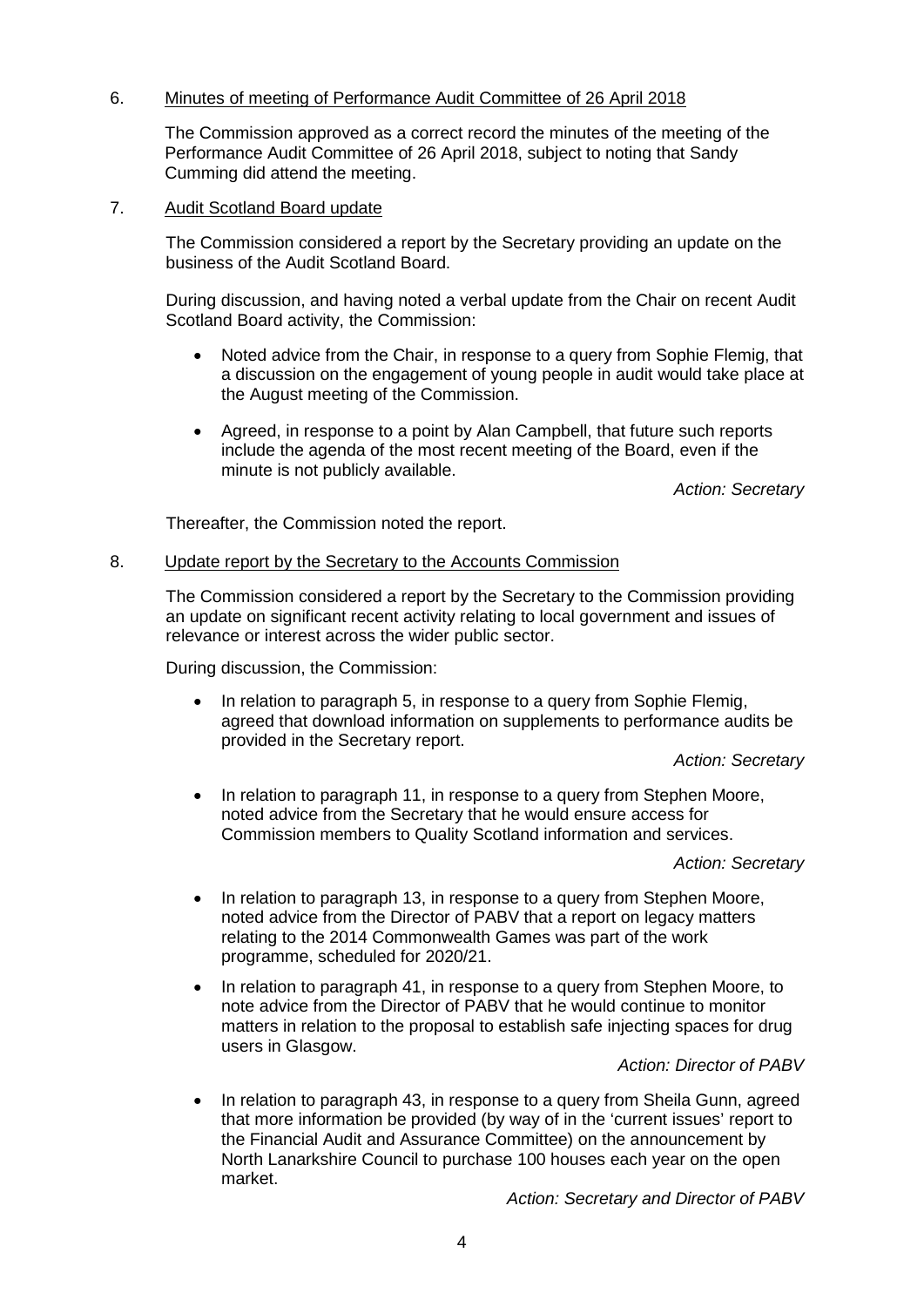6. <u>Minutes of meeting of Performance Audit Committee of 26 April 2018</u>

   The Commission approved as a correct record the minutes of the meeting of the Performance Audit Committee of 26 April 2018, subject to noting that Sandy Cumming did attend the meeting.

7. <u>Audit Scotland Board update</u>

   The Commission considered a report by the Secretary providing an update on the business of the Audit Scotland Board.

   During discussion, and having noted a verbal update from the Chair on recent Audit Scotland Board activity, the Commission:

   - Noted advice from the Chair, in response to a query from Sophie Flemig, that a discussion on the engagement of young people in audit would take place at the August meeting of the Commission.

   - Agreed, in response to a point by Alan Campbell, that future such reports include the agenda of the most recent meeting of the Board, even if the minute is not publicly available.

     *Action: Secretary*

   Thereafter, the Commission noted the report.

8. <u>Update report by the Secretary to the Accounts Commission</u>

   The Commission considered a report by the Secretary to the Commission providing an update on significant recent activity relating to local government and issues of relevance or interest across the wider public sector.

   During discussion, the Commission:

   - In relation to paragraph 5, in response to a query from Sophie Flemig, agreed that download information on supplements to performance audits be provided in the Secretary report.

     *Action: Secretary*

   - In relation to paragraph 11, in response to a query from Stephen Moore, noted advice from the Secretary that he would ensure access for Commission members to Quality Scotland information and services.

     *Action: Secretary*

   - In relation to paragraph 13, in response to a query from Stephen Moore, noted advice from the Director of PABV that a report on legacy matters relating to the 2014 Commonwealth Games was part of the work programme, scheduled for 2020/21.

   - In relation to paragraph 41, in response to a query from Stephen Moore, to note advice from the Director of PABV that he would continue to monitor matters in relation to the proposal to establish safe injecting spaces for drug users in Glasgow.

     *Action: Director of PABV*

   - In relation to paragraph 43, in response to a query from Sheila Gunn, agreed that more information be provided (by way of in the 'current issues' report to the Financial Audit and Assurance Committee) on the announcement by North Lanarkshire Council to purchase 100 houses each year on the open market.

     *Action: Secretary and Director of PABV*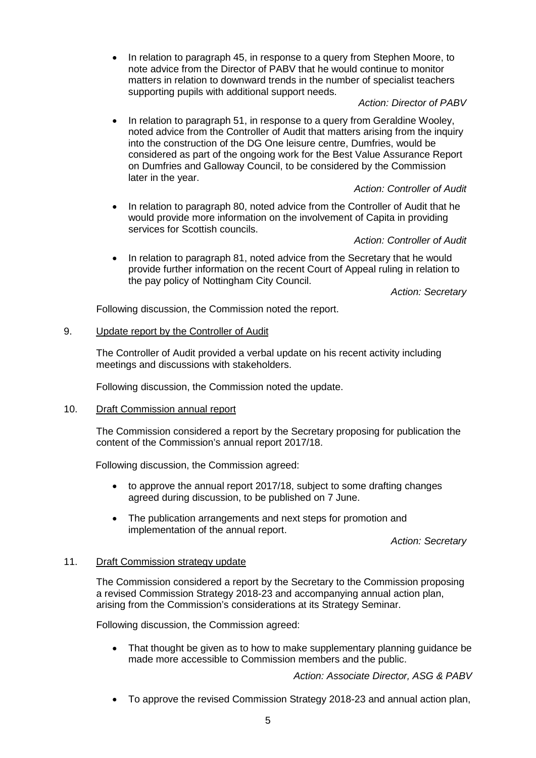- In relation to paragraph 45, in response to a query from Stephen Moore, to note advice from the Director of PABV that he would continue to monitor matters in relation to downward trends in the number of specialist teachers supporting pupils with additional support needs.

  *Action: Director of PABV*

- In relation to paragraph 51, in response to a query from Geraldine Wooley, noted advice from the Controller of Audit that matters arising from the inquiry into the construction of the DG One leisure centre, Dumfries, would be considered as part of the ongoing work for the Best Value Assurance Report on Dumfries and Galloway Council, to be considered by the Commission later in the year.

  *Action: Controller of Audit*

- In relation to paragraph 80, noted advice from the Controller of Audit that he would provide more information on the involvement of Capita in providing services for Scottish councils.

  *Action: Controller of Audit*

- In relation to paragraph 81, noted advice from the Secretary that he would provide further information on the recent Court of Appeal ruling in relation to the pay policy of Nottingham City Council.

  *Action: Secretary*

Following discussion, the Commission noted the report.

9. Update report by the Controller of Audit

The Controller of Audit provided a verbal update on his recent activity including meetings and discussions with stakeholders.

Following discussion, the Commission noted the update.

10. Draft Commission annual report

The Commission considered a report by the Secretary proposing for publication the content of the Commission's annual report 2017/18.

Following discussion, the Commission agreed:

- to approve the annual report 2017/18, subject to some drafting changes agreed during discussion, to be published on 7 June.
- The publication arrangements and next steps for promotion and implementation of the annual report.

  *Action: Secretary*

11. Draft Commission strategy update

The Commission considered a report by the Secretary to the Commission proposing a revised Commission Strategy 2018-23 and accompanying annual action plan, arising from the Commission's considerations at its Strategy Seminar.

Following discussion, the Commission agreed:

- That thought be given as to how to make supplementary planning guidance be made more accessible to Commission members and the public.

  *Action: Associate Director, ASG & PABV*

- To approve the revised Commission Strategy 2018-23 and annual action plan,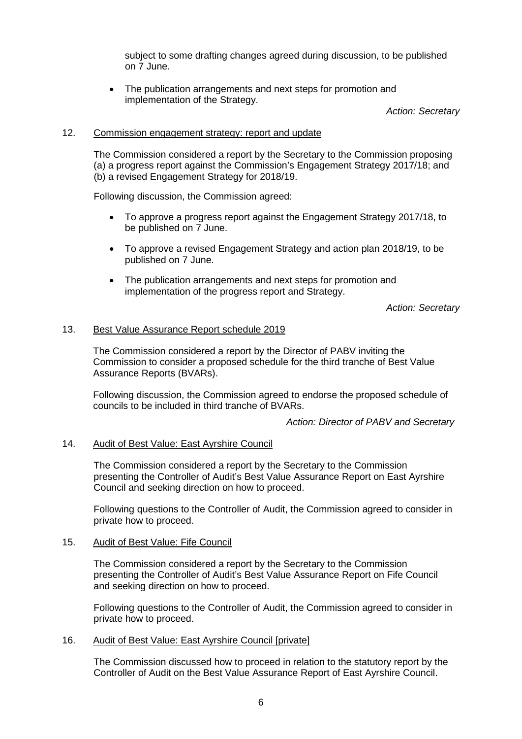subject to some drafting changes agreed during discussion, to be published on 7 June.

- The publication arrangements and next steps for promotion and implementation of the Strategy.

*Action: Secretary*

12. Commission engagement strategy: report and update

The Commission considered a report by the Secretary to the Commission proposing (a) a progress report against the Commission's Engagement Strategy 2017/18; and (b) a revised Engagement Strategy for 2018/19.

Following discussion, the Commission agreed:

- To approve a progress report against the Engagement Strategy 2017/18, to be published on 7 June.
- To approve a revised Engagement Strategy and action plan 2018/19, to be published on 7 June.
- The publication arrangements and next steps for promotion and implementation of the progress report and Strategy.

*Action: Secretary*

13. Best Value Assurance Report schedule 2019

The Commission considered a report by the Director of PABV inviting the Commission to consider a proposed schedule for the third tranche of Best Value Assurance Reports (BVARs).

Following discussion, the Commission agreed to endorse the proposed schedule of councils to be included in third tranche of BVARs.

*Action: Director of PABV and Secretary*

14. Audit of Best Value: East Ayrshire Council

The Commission considered a report by the Secretary to the Commission presenting the Controller of Audit's Best Value Assurance Report on East Ayrshire Council and seeking direction on how to proceed.

Following questions to the Controller of Audit, the Commission agreed to consider in private how to proceed.

15. Audit of Best Value: Fife Council

The Commission considered a report by the Secretary to the Commission presenting the Controller of Audit's Best Value Assurance Report on Fife Council and seeking direction on how to proceed.

Following questions to the Controller of Audit, the Commission agreed to consider in private how to proceed.

16. Audit of Best Value: East Ayrshire Council [private]

The Commission discussed how to proceed in relation to the statutory report by the Controller of Audit on the Best Value Assurance Report of East Ayrshire Council.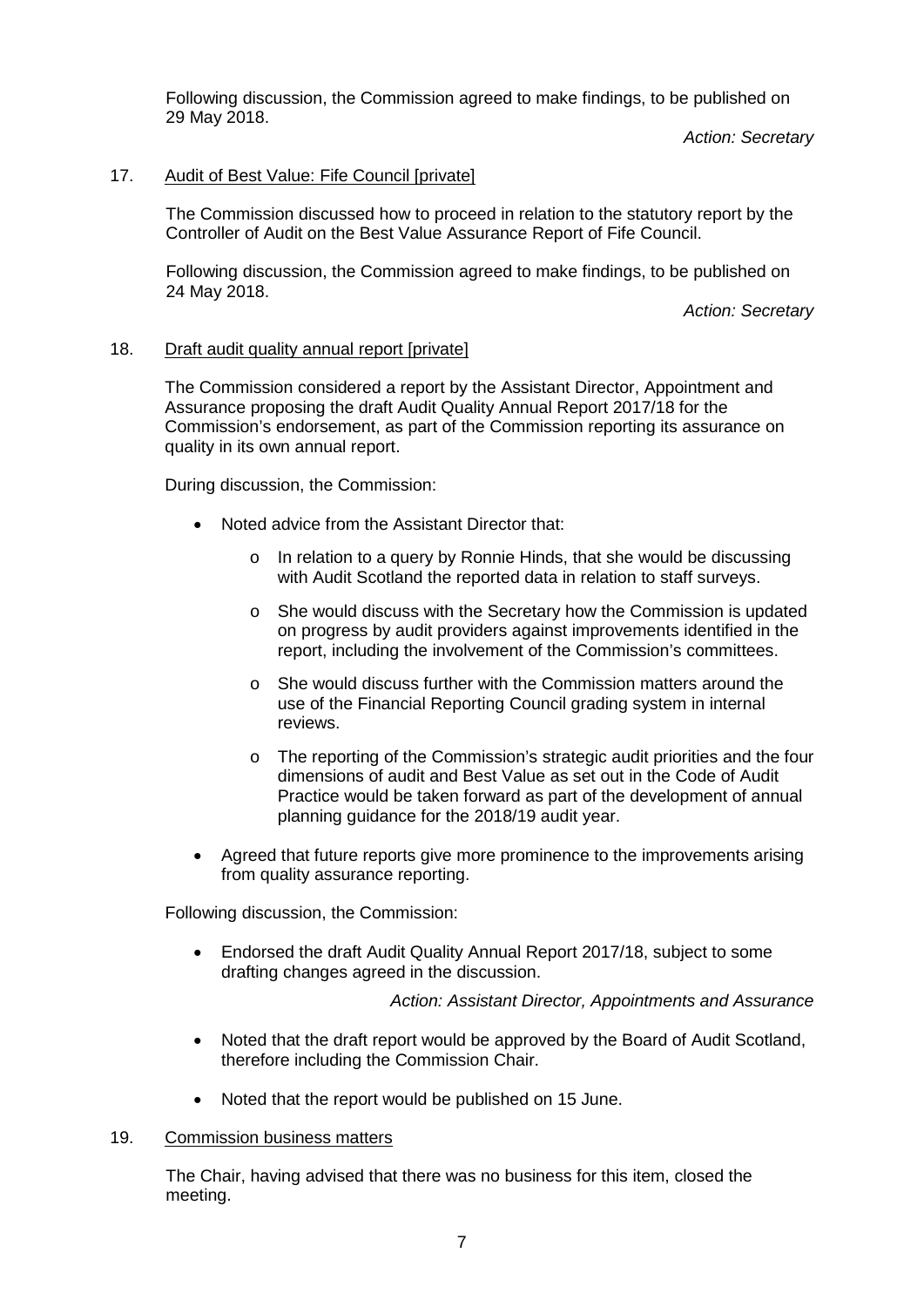Following discussion, the Commission agreed to make findings, to be published on 29 May 2018.

*Action: Secretary*

17. Audit of Best Value: Fife Council [private]

The Commission discussed how to proceed in relation to the statutory report by the Controller of Audit on the Best Value Assurance Report of Fife Council.

Following discussion, the Commission agreed to make findings, to be published on 24 May 2018.

*Action: Secretary*

18. Draft audit quality annual report [private]

The Commission considered a report by the Assistant Director, Appointment and Assurance proposing the draft Audit Quality Annual Report 2017/18 for the Commission's endorsement, as part of the Commission reporting its assurance on quality in its own annual report.

During discussion, the Commission:

- Noted advice from the Assistant Director that:
  - In relation to a query by Ronnie Hinds, that she would be discussing with Audit Scotland the reported data in relation to staff surveys.
  - She would discuss with the Secretary how the Commission is updated on progress by audit providers against improvements identified in the report, including the involvement of the Commission's committees.
  - She would discuss further with the Commission matters around the use of the Financial Reporting Council grading system in internal reviews.
  - The reporting of the Commission's strategic audit priorities and the four dimensions of audit and Best Value as set out in the Code of Audit Practice would be taken forward as part of the development of annual planning guidance for the 2018/19 audit year.
- Agreed that future reports give more prominence to the improvements arising from quality assurance reporting.

Following discussion, the Commission:

- Endorsed the draft Audit Quality Annual Report 2017/18, subject to some drafting changes agreed in the discussion.

  *Action: Assistant Director, Appointments and Assurance*

- Noted that the draft report would be approved by the Board of Audit Scotland, therefore including the Commission Chair.
- Noted that the report would be published on 15 June.

19. Commission business matters

The Chair, having advised that there was no business for this item, closed the meeting.